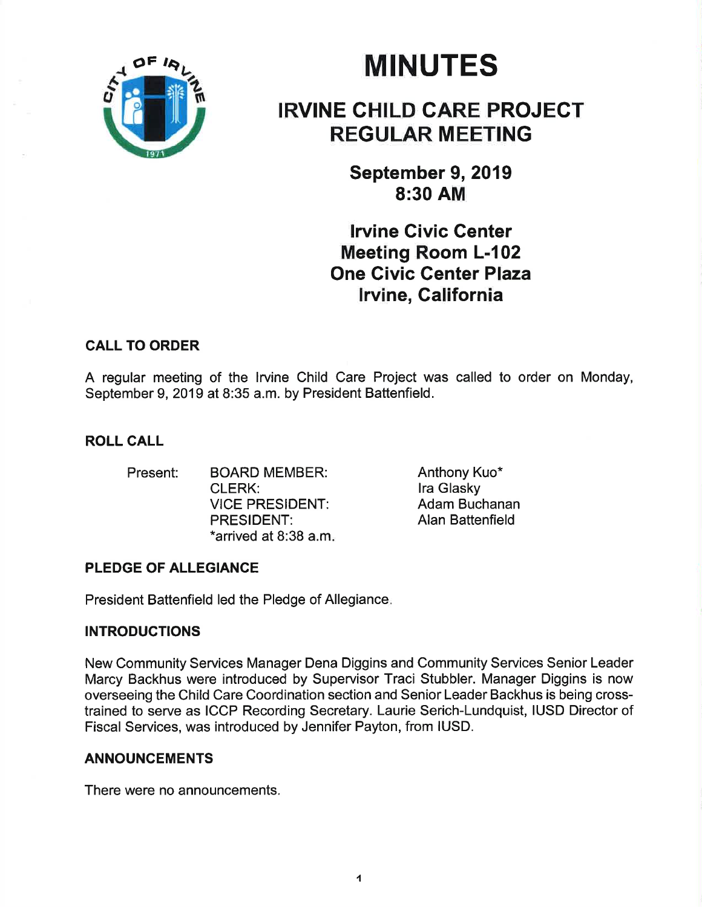# MINUTES

## IRVINE CHILD CARE PROJECT REGULAR MEETING

**September 9, 2019**
**8:30 AM**

**Irvine Civic Center**
**Meeting Room L-102**
**One Civic Center Plaza**
**Irvine, California**

### CALL TO ORDER

A regular meeting of the Irvine Child Care Project was called to order on Monday, September 9, 2019 at 8:35 a.m. by President Battenfield.

### ROLL CALL

| Present: | BOARD MEMBER: | Anthony Kuo* |
|---|---|---|
| | CLERK: | Ira Glasky |
| | VICE PRESIDENT: | Adam Buchanan |
| | PRESIDENT: | Alan Battenfield |
| | *arrived at 8:38 a.m. | |

### PLEDGE OF ALLEGIANCE

President Battenfield led the Pledge of Allegiance.

### INTRODUCTIONS

New Community Services Manager Dena Diggins and Community Services Senior Leader Marcy Backhus were introduced by Supervisor Traci Stubbler. Manager Diggins is now overseeing the Child Care Coordination section and Senior Leader Backhus is being cross-trained to serve as ICCP Recording Secretary. Laurie Serich-Lundquist, IUSD Director of Fiscal Services, was introduced by Jennifer Payton, from IUSD.

### ANNOUNCEMENTS

There were no announcements.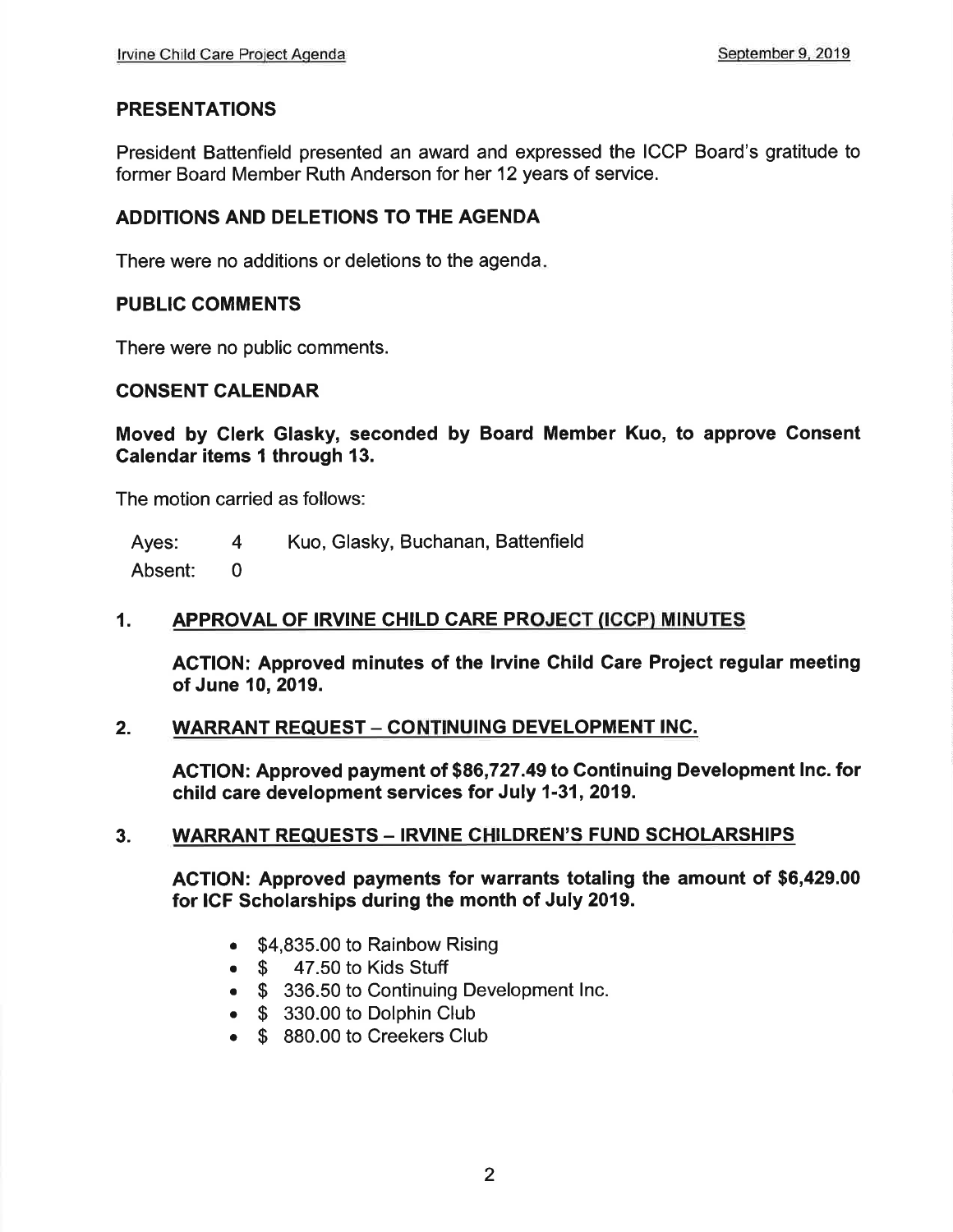## PRESENTATIONS

President Battenfield presented an award and expressed the ICCP Board's gratitude to former Board Member Ruth Anderson for her 12 years of service.

## ADDITIONS AND DELETIONS TO THE AGENDA

There were no additions or deletions to the agenda.

## PUBLIC COMMENTS

There were no public comments.

## CONSENT CALENDAR

**Moved by Clerk Glasky, seconded by Board Member Kuo, to approve Consent Calendar items 1 through 13.**

The motion carried as follows:

| | | |
|---|---|---|
| Ayes: | 4 | Kuo, Glasky, Buchanan, Battenfield |
| Absent: | 0 | |

### 1. APPROVAL OF IRVINE CHILD CARE PROJECT (ICCP) MINUTES

**ACTION: Approved minutes of the Irvine Child Care Project regular meeting of June 10, 2019.**

### 2. WARRANT REQUEST – CONTINUING DEVELOPMENT INC.

**ACTION: Approved payment of $86,727.49 to Continuing Development Inc. for child care development services for July 1-31, 2019.**

### 3. WARRANT REQUESTS – IRVINE CHILDREN'S FUND SCHOLARSHIPS

**ACTION: Approved payments for warrants totaling the amount of $6,429.00 for ICF Scholarships during the month of July 2019.**

- $4,835.00 to Rainbow Rising
- $ 47.50 to Kids Stuff
- $ 336.50 to Continuing Development Inc.
- $ 330.00 to Dolphin Club
- $ 880.00 to Creekers Club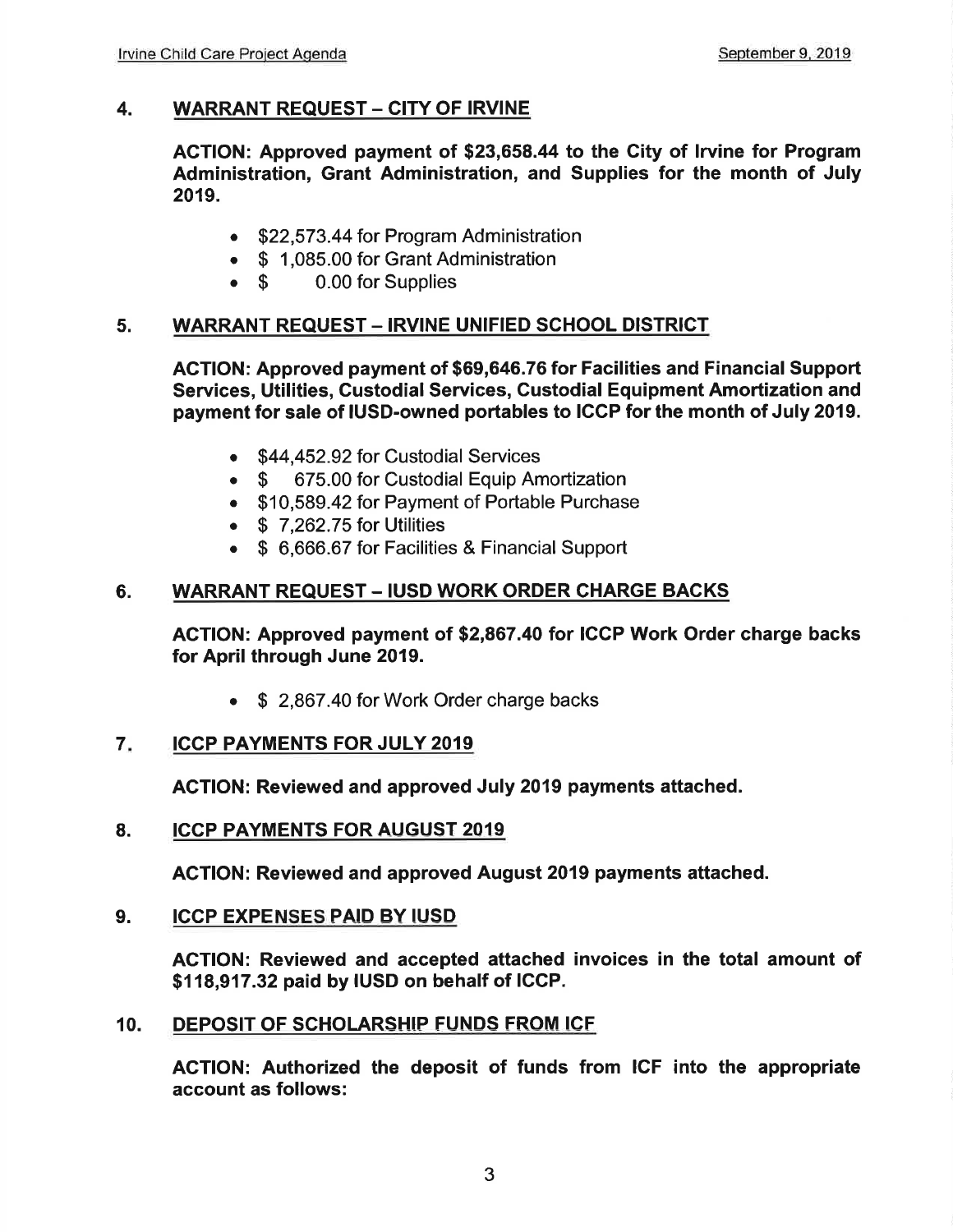## 4. WARRANT REQUEST – CITY OF IRVINE

**ACTION: Approved payment of $23,658.44 to the City of Irvine for Program Administration, Grant Administration, and Supplies for the month of July 2019.**

- $22,573.44 for Program Administration
- $ 1,085.00 for Grant Administration
- $ 0.00 for Supplies

## 5. WARRANT REQUEST – IRVINE UNIFIED SCHOOL DISTRICT

**ACTION: Approved payment of $69,646.76 for Facilities and Financial Support Services, Utilities, Custodial Services, Custodial Equipment Amortization and payment for sale of IUSD-owned portables to ICCP for the month of July 2019.**

- $44,452.92 for Custodial Services
- $ 675.00 for Custodial Equip Amortization
- $10,589.42 for Payment of Portable Purchase
- $ 7,262.75 for Utilities
- $ 6,666.67 for Facilities & Financial Support

## 6. WARRANT REQUEST – IUSD WORK ORDER CHARGE BACKS

**ACTION: Approved payment of $2,867.40 for ICCP Work Order charge backs for April through June 2019.**

- $ 2,867.40 for Work Order charge backs

## 7. ICCP PAYMENTS FOR JULY 2019

**ACTION: Reviewed and approved July 2019 payments attached.**

## 8. ICCP PAYMENTS FOR AUGUST 2019

**ACTION: Reviewed and approved August 2019 payments attached.**

## 9. ICCP EXPENSES PAID BY IUSD

**ACTION: Reviewed and accepted attached invoices in the total amount of $118,917.32 paid by IUSD on behalf of ICCP.**

## 10. DEPOSIT OF SCHOLARSHIP FUNDS FROM ICF

**ACTION: Authorized the deposit of funds from ICF into the appropriate account as follows:**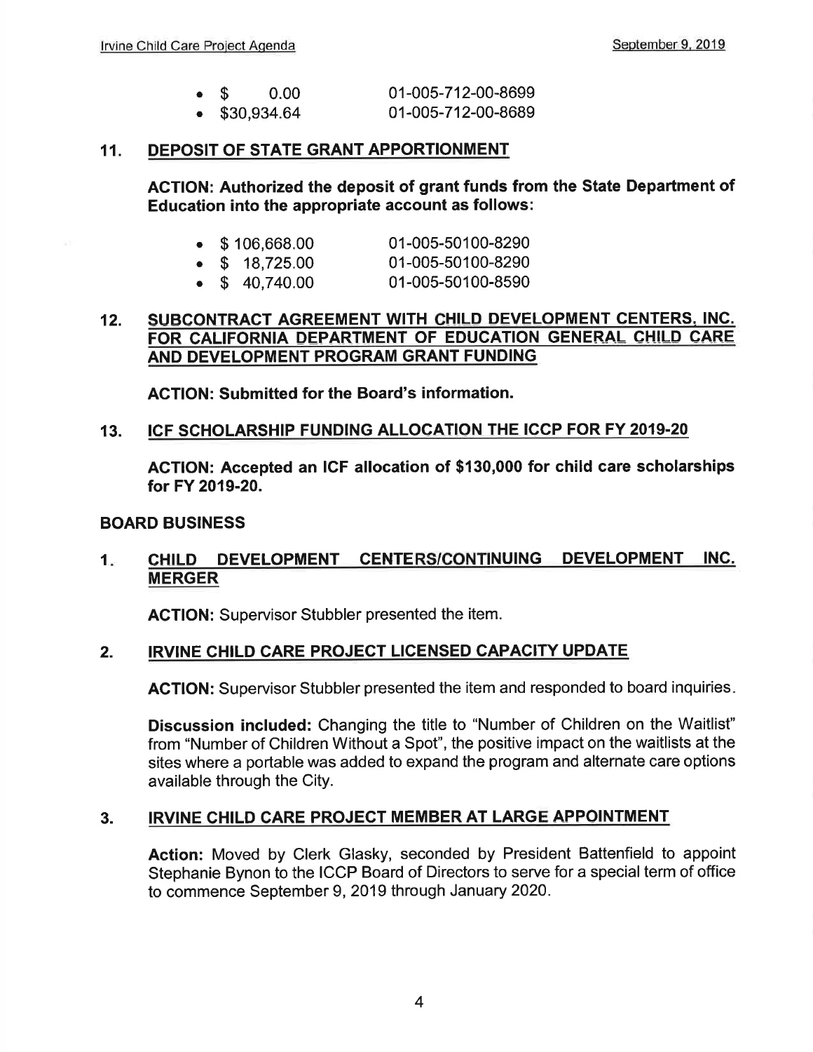- $ 0.00 01-005-712-00-8699
- $30,934.64 01-005-712-00-8689

## 11. DEPOSIT OF STATE GRANT APPORTIONMENT

**ACTION: Authorized the deposit of grant funds from the State Department of Education into the appropriate account as follows:**

- $ 106,668.00 01-005-50100-8290
- $ 18,725.00 01-005-50100-8290
- $ 40,740.00 01-005-50100-8590

## 12. SUBCONTRACT AGREEMENT WITH CHILD DEVELOPMENT CENTERS, INC. FOR CALIFORNIA DEPARTMENT OF EDUCATION GENERAL CHILD CARE AND DEVELOPMENT PROGRAM GRANT FUNDING

**ACTION: Submitted for the Board's information.**

## 13. ICF SCHOLARSHIP FUNDING ALLOCATION THE ICCP FOR FY 2019-20

**ACTION: Accepted an ICF allocation of $130,000 for child care scholarships for FY 2019-20.**

# BOARD BUSINESS

## 1. CHILD DEVELOPMENT CENTERS/CONTINUING DEVELOPMENT INC. MERGER

**ACTION:** Supervisor Stubbler presented the item.

## 2. IRVINE CHILD CARE PROJECT LICENSED CAPACITY UPDATE

**ACTION:** Supervisor Stubbler presented the item and responded to board inquiries.

**Discussion included:** Changing the title to "Number of Children on the Waitlist" from "Number of Children Without a Spot", the positive impact on the waitlists at the sites where a portable was added to expand the program and alternate care options available through the City.

## 3. IRVINE CHILD CARE PROJECT MEMBER AT LARGE APPOINTMENT

**Action:** Moved by Clerk Glasky, seconded by President Battenfield to appoint Stephanie Bynon to the ICCP Board of Directors to serve for a special term of office to commence September 9, 2019 through January 2020.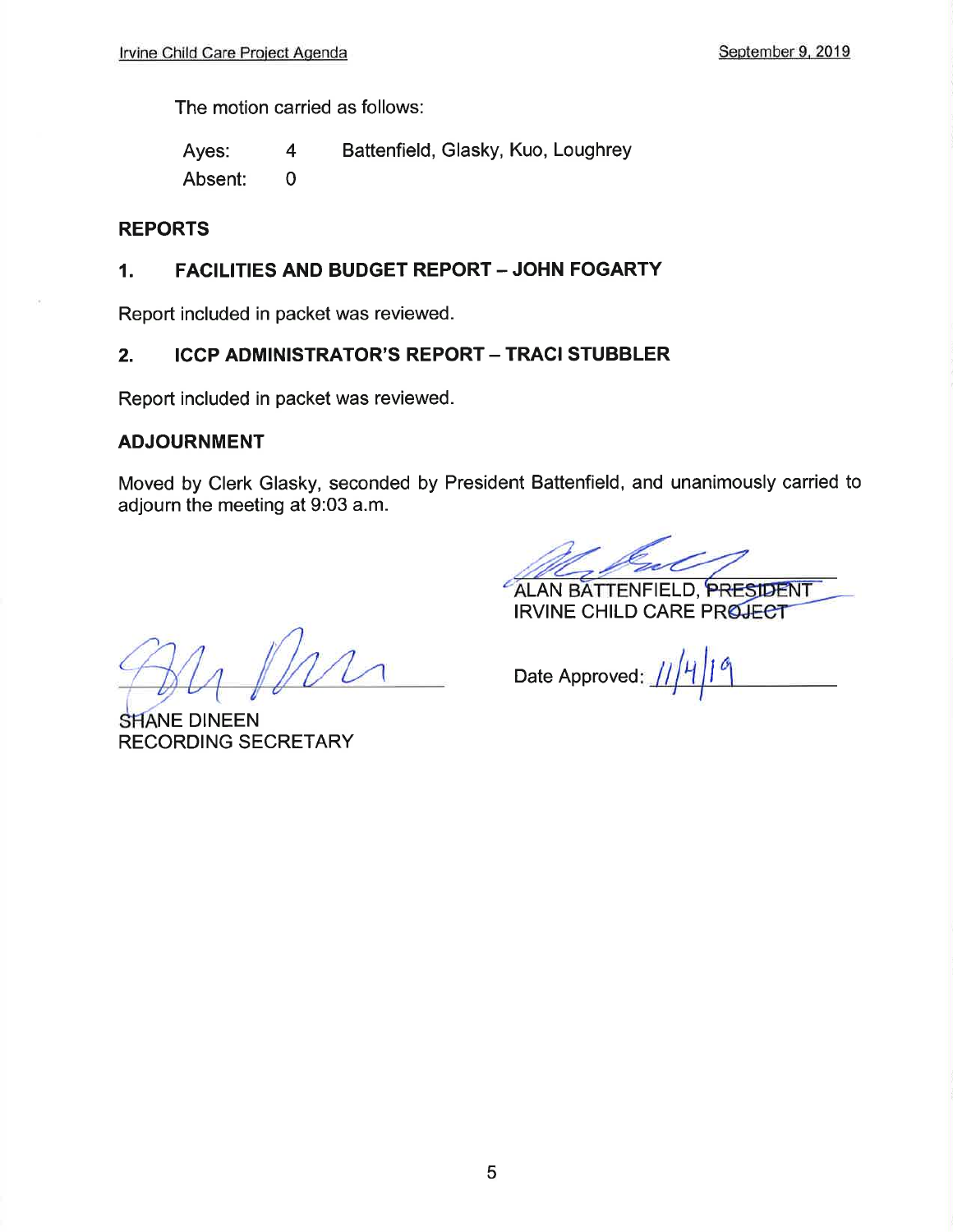The motion carried as follows:

| | | |
|---|---|---|
| Ayes: | 4 | Battenfield, Glasky, Kuo, Loughrey |
| Absent: | 0 | |

## REPORTS

### 1. FACILITIES AND BUDGET REPORT – JOHN FOGARTY

Report included in packet was reviewed.

### 2. ICCP ADMINISTRATOR'S REPORT – TRACI STUBBLER

Report included in packet was reviewed.

## ADJOURNMENT

Moved by Clerk Glasky, seconded by President Battenfield, and unanimously carried to adjourn the meeting at 9:03 a.m.

ALAN BATTENFIELD, PRESIDENT
IRVINE CHILD CARE PROJECT

Date Approved: 11/4/19

SHANE DINEEN
RECORDING SECRETARY